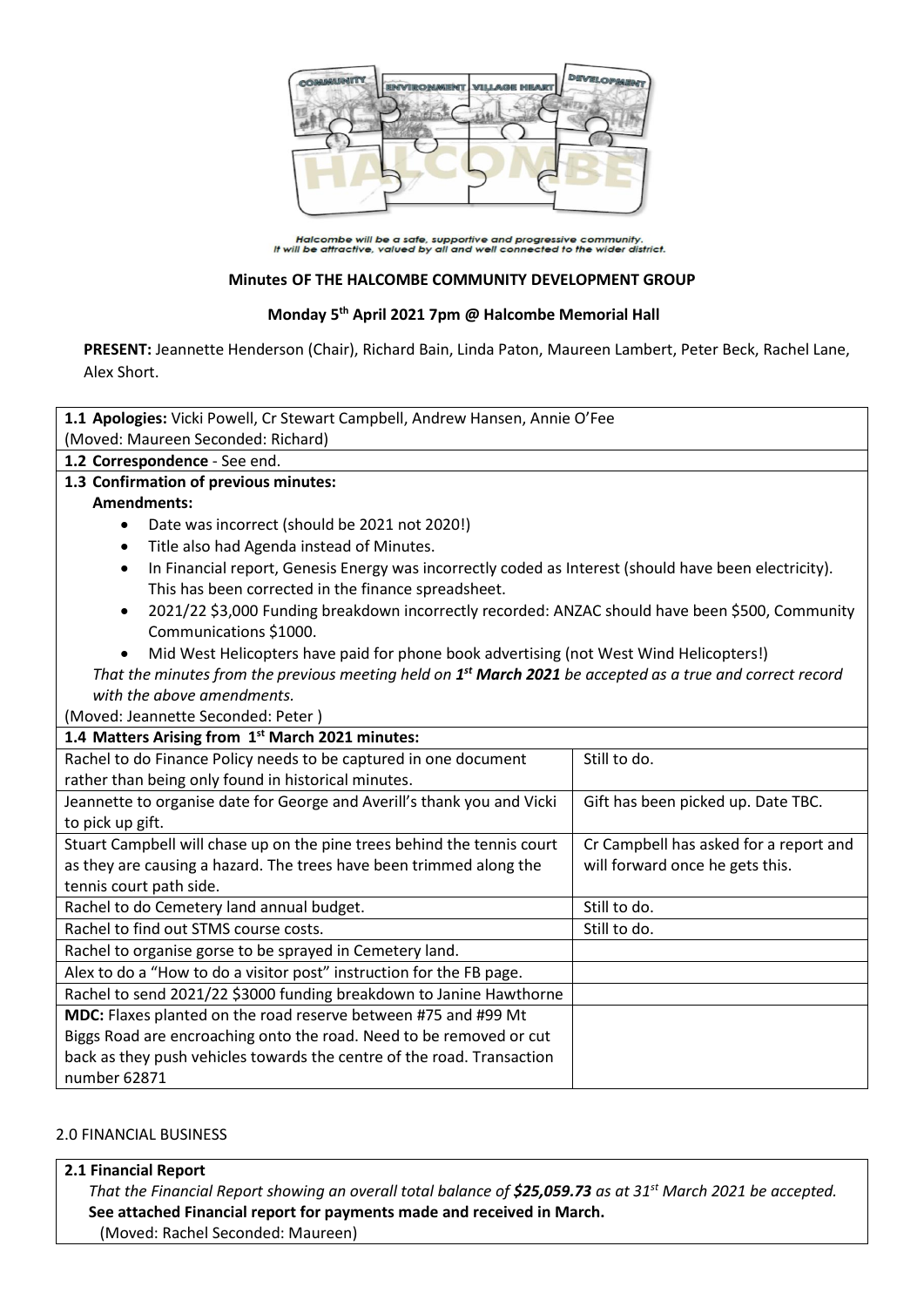Halcombe will be a safe, supportive and progressive community.
It will be attractive, valued by all and well connected to the wider district.

**Minutes OF THE HALCOMBE COMMUNITY DEVELOPMENT GROUP**

**Monday 5th April 2021 7pm @ Halcombe Memorial Hall**

**PRESENT:** Jeannette Henderson (Chair), Richard Bain, Linda Paton, Maureen Lambert, Peter Beck, Rachel Lane, Alex Short.

**1.1 Apologies:** Vicki Powell, Cr Stewart Campbell, Andrew Hansen, Annie O'Fee
(Moved: Maureen Seconded: Richard)

**1.2 Correspondence** - See end.

**1.3 Confirmation of previous minutes:**

**Amendments:**

- Date was incorrect (should be 2021 not 2020!)
- Title also had Agenda instead of Minutes.
- In Financial report, Genesis Energy was incorrectly coded as Interest (should have been electricity). This has been corrected in the finance spreadsheet.
- 2021/22 $3,000 Funding breakdown incorrectly recorded: ANZAC should have been $500, Community Communications $1000.
- Mid West Helicopters have paid for phone book advertising (not West Wind Helicopters!)

*That the minutes from the previous meeting held on **1st March 2021** be accepted as a true and correct record with the above amendments.*

(Moved: Jeannette Seconded: Peter )

**1.4 Matters Arising from 1st March 2021 minutes:**

| | |
|---|---|
| Rachel to do Finance Policy needs to be captured in one document rather than being only found in historical minutes. | Still to do. |
| Jeannette to organise date for George and Averill's thank you and Vicki to pick up gift. | Gift has been picked up. Date TBC. |
| Stuart Campbell will chase up on the pine trees behind the tennis court as they are causing a hazard. The trees have been trimmed along the tennis court path side. | Cr Campbell has asked for a report and will forward once he gets this. |
| Rachel to do Cemetery land annual budget. | Still to do. |
| Rachel to find out STMS course costs. | Still to do. |
| Rachel to organise gorse to be sprayed in Cemetery land. | |
| Alex to do a "How to do a visitor post" instruction for the FB page. | |
| Rachel to send 2021/22 $3000 funding breakdown to Janine Hawthorne | |
| **MDC:** Flaxes planted on the road reserve between #75 and #99 Mt Biggs Road are encroaching onto the road. Need to be removed or cut back as they push vehicles towards the centre of the road. Transaction number 62871 | |

2.0 FINANCIAL BUSINESS

**2.1 Financial Report**

*That the Financial Report showing an overall total balance of **$25,059.73** as at 31st March 2021 be accepted.*

**See attached Financial report for payments made and received in March.**

(Moved: Rachel Seconded: Maureen)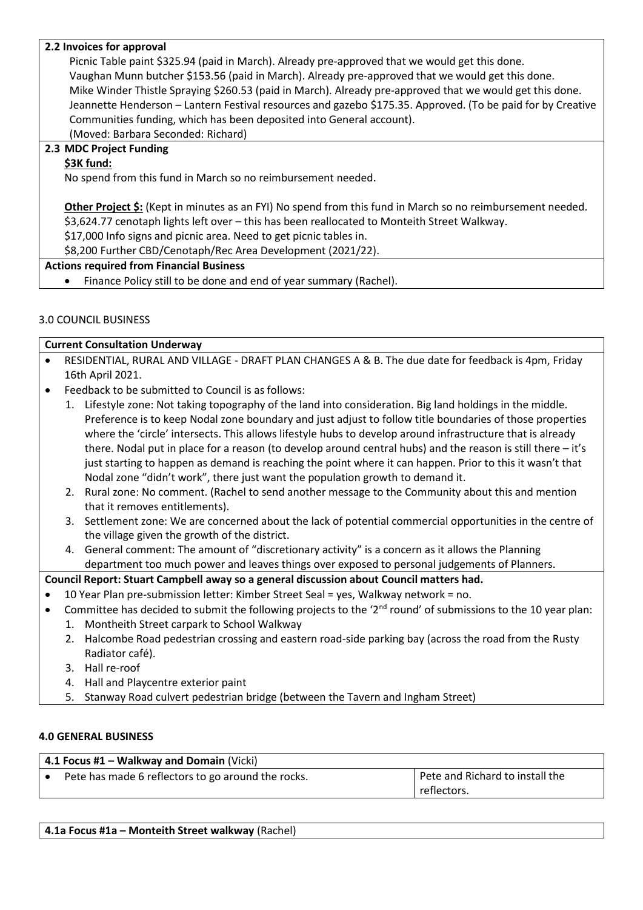**2.2 Invoices for approval**

Picnic Table paint $325.94 (paid in March). Already pre-approved that we would get this done.
Vaughan Munn butcher $153.56 (paid in March). Already pre-approved that we would get this done.
Mike Winder Thistle Spraying $260.53 (paid in March). Already pre-approved that we would get this done.
Jeannette Henderson – Lantern Festival resources and gazebo $175.35. Approved. (To be paid for by Creative Communities funding, which has been deposited into General account).
(Moved: Barbara Seconded: Richard)

**2.3 MDC Project Funding**

**$3K fund:**

No spend from this fund in March so no reimbursement needed.

**Other Project $:** (Kept in minutes as an FYI) No spend from this fund in March so no reimbursement needed.
$3,624.77 cenotaph lights left over – this has been reallocated to Monteith Street Walkway.
$17,000 Info signs and picnic area. Need to get picnic tables in.
$8,200 Further CBD/Cenotaph/Rec Area Development (2021/22).

**Actions required from Financial Business**

- Finance Policy still to be done and end of year summary (Rachel).

3.0 COUNCIL BUSINESS

**Current Consultation Underway**

- RESIDENTIAL, RURAL AND VILLAGE - DRAFT PLAN CHANGES A & B. The due date for feedback is 4pm, Friday 16th April 2021.
- Feedback to be submitted to Council is as follows:
  1. Lifestyle zone: Not taking topography of the land into consideration. Big land holdings in the middle. Preference is to keep Nodal zone boundary and just adjust to follow title boundaries of those properties where the 'circle' intersects. This allows lifestyle hubs to develop around infrastructure that is already there. Nodal put in place for a reason (to develop around central hubs) and the reason is still there – it's just starting to happen as demand is reaching the point where it can happen. Prior to this it wasn't that Nodal zone "didn't work", there just want the population growth to demand it.
  2. Rural zone: No comment. (Rachel to send another message to the Community about this and mention that it removes entitlements).
  3. Settlement zone: We are concerned about the lack of potential commercial opportunities in the centre of the village given the growth of the district.
  4. General comment: The amount of "discretionary activity" is a concern as it allows the Planning department too much power and leaves things over exposed to personal judgements of Planners.

**Council Report: Stuart Campbell away so a general discussion about Council matters had.**

- 10 Year Plan pre-submission letter: Kimber Street Seal = yes, Walkway network = no.
- Committee has decided to submit the following projects to the '2nd round' of submissions to the 10 year plan:
  1. Montheith Street carpark to School Walkway
  2. Halcombe Road pedestrian crossing and eastern road-side parking bay (across the road from the Rusty Radiator café).
  3. Hall re-roof
  4. Hall and Playcentre exterior paint
  5. Stanway Road culvert pedestrian bridge (between the Tavern and Ingham Street)

**4.0 GENERAL BUSINESS**

| **4.1 Focus #1 – Walkway and Domain** (Vicki) | |
|---|---|
| • Pete has made 6 reflectors to go around the rocks. | Pete and Richard to install the reflectors. |

**4.1a Focus #1a – Monteith Street walkway** (Rachel)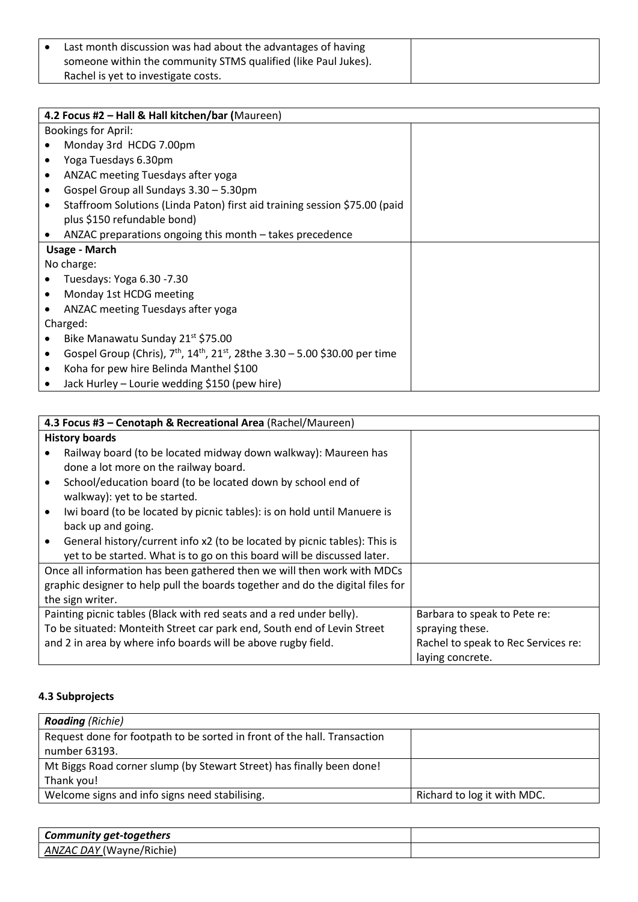| | |
|---|---|
| • Last month discussion was had about the advantages of having someone within the community STMS qualified (like Paul Jukes). Rachel is yet to investigate costs. | |

| **4.2 Focus #2 – Hall & Hall kitchen/bar (**Maureen) | |
|---|---|
| Bookings for April:<br>• Monday 3rd HCDG 7.00pm<br>• Yoga Tuesdays 6.30pm<br>• ANZAC meeting Tuesdays after yoga<br>• Gospel Group all Sundays 3.30 – 5.30pm<br>• Staffroom Solutions (Linda Paton) first aid training session $75.00 (paid plus $150 refundable bond)<br>• ANZAC preparations ongoing this month – takes precedence | |
| **Usage - March**<br>No charge:<br>• Tuesdays: Yoga 6.30 -7.30<br>• Monday 1st HCDG meeting<br>• ANZAC meeting Tuesdays after yoga<br>Charged:<br>• Bike Manawatu Sunday 21st $75.00<br>• Gospel Group (Chris), 7th, 14th, 21st, 28the 3.30 – 5.00 $30.00 per time<br>• Koha for pew hire Belinda Manthel $100<br>• Jack Hurley – Lourie wedding $150 (pew hire) | |

| **4.3 Focus #3 – Cenotaph & Recreational Area** (Rachel/Maureen) | |
|---|---|
| **History boards**<br>• Railway board (to be located midway down walkway): Maureen has done a lot more on the railway board.<br>• School/education board (to be located down by school end of walkway): yet to be started.<br>• Iwi board (to be located by picnic tables): is on hold until Manuere is back up and going.<br>• General history/current info x2 (to be located by picnic tables): This is yet to be started. What is to go on this board will be discussed later. | |
| Once all information has been gathered then we will then work with MDCs graphic designer to help pull the boards together and do the digital files for the sign writer. | |
| Painting picnic tables (Black with red seats and a red under belly).<br>To be situated: Monteith Street car park end, South end of Levin Street and 2 in area by where info boards will be above rugby field. | Barbara to speak to Pete re: spraying these.<br>Rachel to speak to Rec Services re: laying concrete. |

#### 4.3 Subprojects

| ***Roading*** *(Richie)* | |
|---|---|
| Request done for footpath to be sorted in front of the hall. Transaction number 63193. | |
| Mt Biggs Road corner slump (by Stewart Street) has finally been done! Thank you! | |
| Welcome signs and info signs need stabilising. | Richard to log it with MDC. |

| ***Community get-togethers*** | |
|---|---|
| *ANZAC DAY* (Wayne/Richie) | |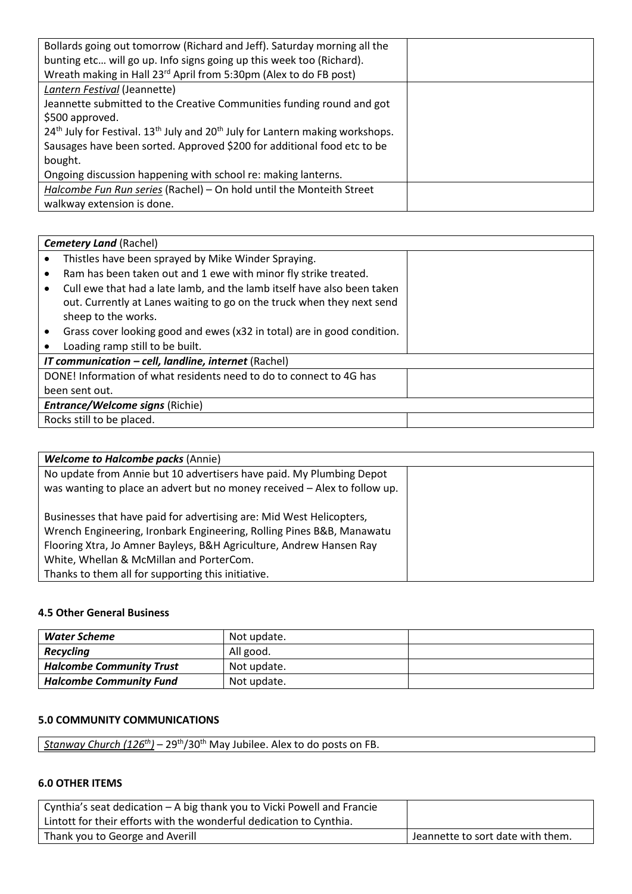| | |
|---|---|
| Bollards going out tomorrow (Richard and Jeff). Saturday morning all the bunting etc… will go up. Info signs going up this week too (Richard). Wreath making in Hall 23rd April from 5:30pm (Alex to do FB post) | |
| *Lantern Festival* (Jeannette)<br>Jeannette submitted to the Creative Communities funding round and got $500 approved.<br>24th July for Festival. 13th July and 20th July for Lantern making workshops. Sausages have been sorted. Approved $200 for additional food etc to be bought.<br>Ongoing discussion happening with school re: making lanterns. | |
| *Halcombe Fun Run series* (Rachel) – On hold until the Monteith Street walkway extension is done. | |

| ***Cemetery Land*** (Rachel) | |
|---|---|
| • Thistles have been sprayed by Mike Winder Spraying.<br>• Ram has been taken out and 1 ewe with minor fly strike treated.<br>• Cull ewe that had a late lamb, and the lamb itself have also been taken out. Currently at Lanes waiting to go on the truck when they next send sheep to the works.<br>• Grass cover looking good and ewes (x32 in total) are in good condition.<br>• Loading ramp still to be built. | |
| ***IT communication – cell, landline, internet*** (Rachel) | |
| DONE! Information of what residents need to do to connect to 4G has been sent out. | |
| ***Entrance/Welcome signs*** (Richie) | |
| Rocks still to be placed. | |

| ***Welcome to Halcombe packs*** (Annie) | |
|---|---|
| No update from Annie but 10 advertisers have paid. My Plumbing Depot was wanting to place an advert but no money received – Alex to follow up.<br><br>Businesses that have paid for advertising are: Mid West Helicopters, Wrench Engineering, Ironbark Engineering, Rolling Pines B&B, Manawatu Flooring Xtra, Jo Amner Bayleys, B&H Agriculture, Andrew Hansen Ray White, Whellan & McMillan and PorterCom.<br>Thanks to them all for supporting this initiative. | |

#### 4.5 Other General Business

| | | |
|---|---|---|
| ***Water Scheme*** | Not update. | |
| ***Recycling*** | All good. | |
| ***Halcombe Community Trust*** | Not update. | |
| ***Halcombe Community Fund*** | Not update. | |

#### 5.0 COMMUNITY COMMUNICATIONS

| |
|---|
| *Stanway Church (126th)* – 29th/30th May Jubilee. Alex to do posts on FB. |

#### 6.0 OTHER ITEMS

| | |
|---|---|
| Cynthia's seat dedication – A big thank you to Vicki Powell and Francie Lintott for their efforts with the wonderful dedication to Cynthia. | |
| Thank you to George and Averill | Jeannette to sort date with them. |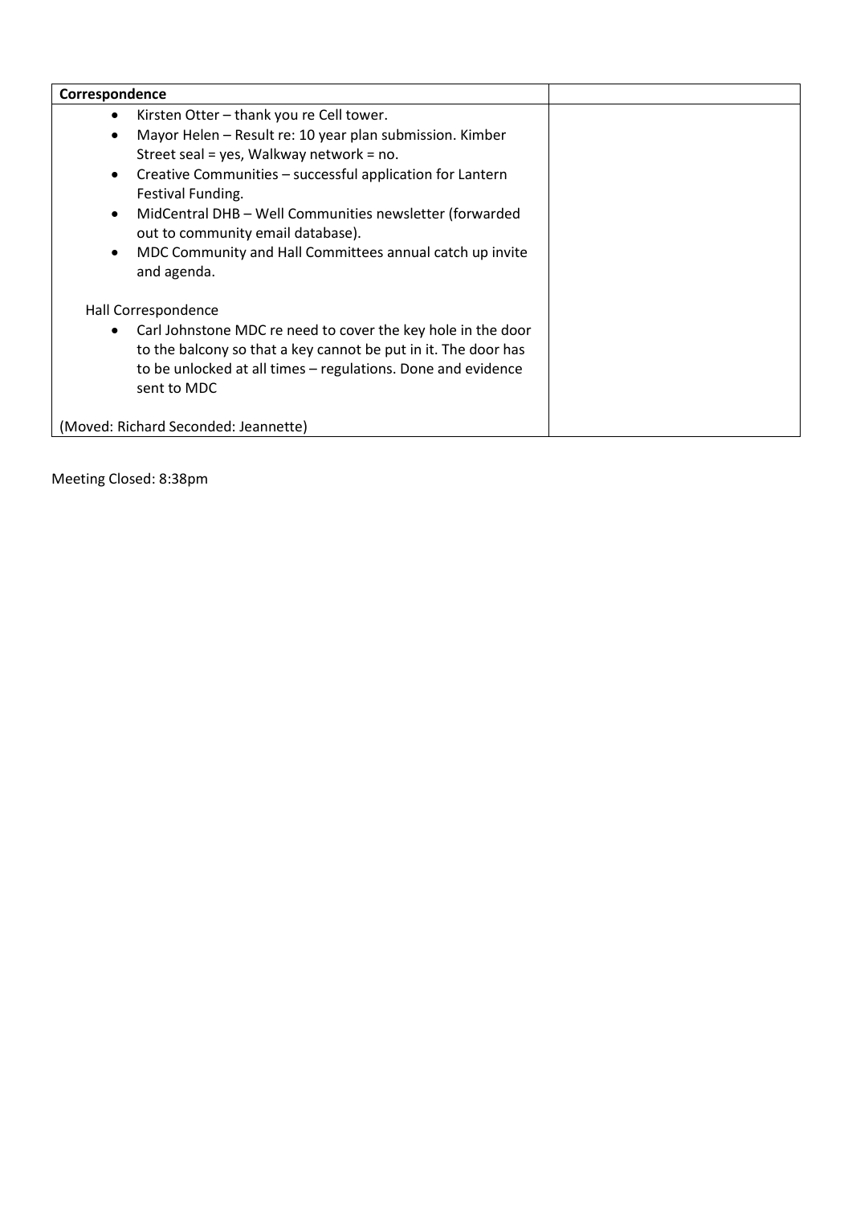| Correspondence | |
|---|---|
| • Kirsten Otter – thank you re Cell tower.<br>• Mayor Helen – Result re: 10 year plan submission. Kimber Street seal = yes, Walkway network = no.<br>• Creative Communities – successful application for Lantern Festival Funding.<br>• MidCentral DHB – Well Communities newsletter (forwarded out to community email database).<br>• MDC Community and Hall Committees annual catch up invite and agenda.<br><br>Hall Correspondence<br>• Carl Johnstone MDC re need to cover the key hole in the door to the balcony so that a key cannot be put in it. The door has to be unlocked at all times – regulations. Done and evidence sent to MDC<br><br>(Moved: Richard Seconded: Jeannette) | |

Meeting Closed: 8:38pm